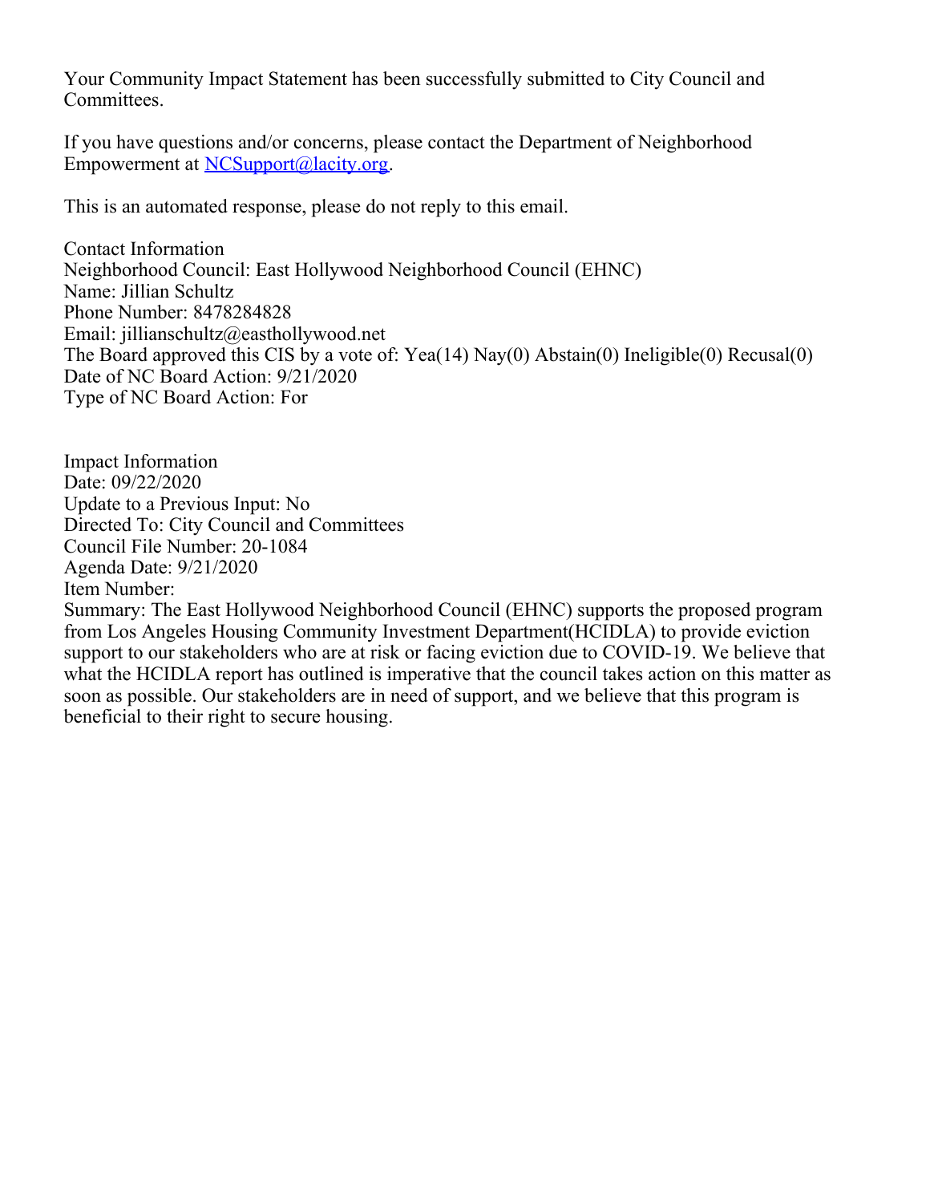Your Community Impact Statement has been successfully submitted to City Council and Committees.

If you have questions and/or concerns, please contact the Department of Neighborhood Empowerment at NCSupport@lacity.org.

This is an automated response, please do not reply to this email.

Contact Information
Neighborhood Council: East Hollywood Neighborhood Council (EHNC)
Name: Jillian Schultz
Phone Number: 8478284828
Email: jillianschultz@easthollywood.net
The Board approved this CIS by a vote of: Yea(14) Nay(0) Abstain(0) Ineligible(0) Recusal(0)
Date of NC Board Action: 9/21/2020
Type of NC Board Action: For

Impact Information
Date: 09/22/2020
Update to a Previous Input: No
Directed To: City Council and Committees
Council File Number: 20-1084
Agenda Date: 9/21/2020
Item Number:
Summary: The East Hollywood Neighborhood Council (EHNC) supports the proposed program from Los Angeles Housing Community Investment Department(HCIDLA) to provide eviction support to our stakeholders who are at risk or facing eviction due to COVID-19. We believe that what the HCIDLA report has outlined is imperative that the council takes action on this matter as soon as possible. Our stakeholders are in need of support, and we believe that this program is beneficial to their right to secure housing.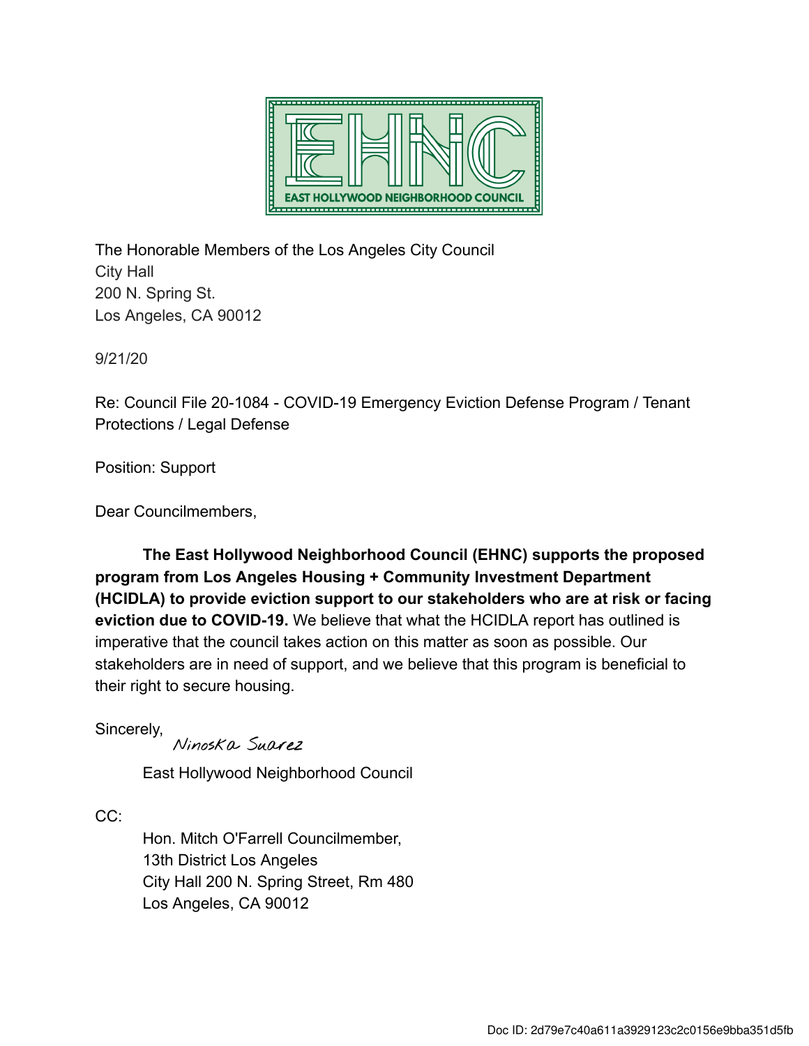EAST HOLLYWOOD NEIGHBORHOOD COUNCIL

The Honorable Members of the Los Angeles City Council
City Hall
200 N. Spring St.
Los Angeles, CA 90012

9/21/20

Re: Council File 20-1084 - COVID-19 Emergency Eviction Defense Program / Tenant Protections / Legal Defense

Position: Support

Dear Councilmembers,

**The East Hollywood Neighborhood Council (EHNC) supports the proposed program from Los Angeles Housing + Community Investment Department (HCIDLA) to provide eviction support to our stakeholders who are at risk or facing eviction due to COVID-19.** We believe that what the HCIDLA report has outlined is imperative that the council takes action on this matter as soon as possible. Our stakeholders are in need of support, and we believe that this program is beneficial to their right to secure housing.

Sincerely,
Ninoska Suarez

East Hollywood Neighborhood Council

CC:

Hon. Mitch O'Farrell Councilmember,
13th District Los Angeles
City Hall 200 N. Spring Street, Rm 480
Los Angeles, CA 90012

Doc ID: 2d79e7c40a611a3929123c2c0156e9bba351d5fb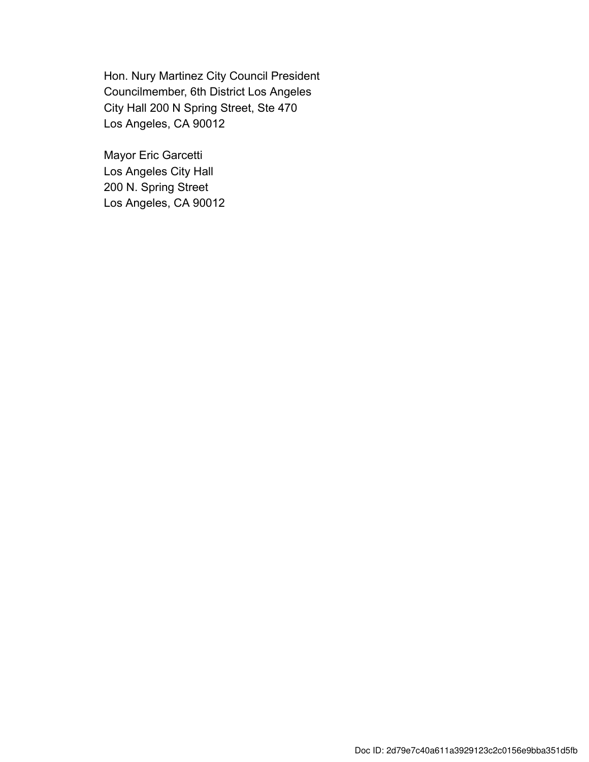Hon. Nury Martinez City Council President
Councilmember, 6th District Los Angeles
City Hall 200 N Spring Street, Ste 470
Los Angeles, CA 90012

Mayor Eric Garcetti
Los Angeles City Hall
200 N. Spring Street
Los Angeles, CA 90012

Doc ID: 2d79e7c40a611a3929123c2c0156e9bba351d5fb